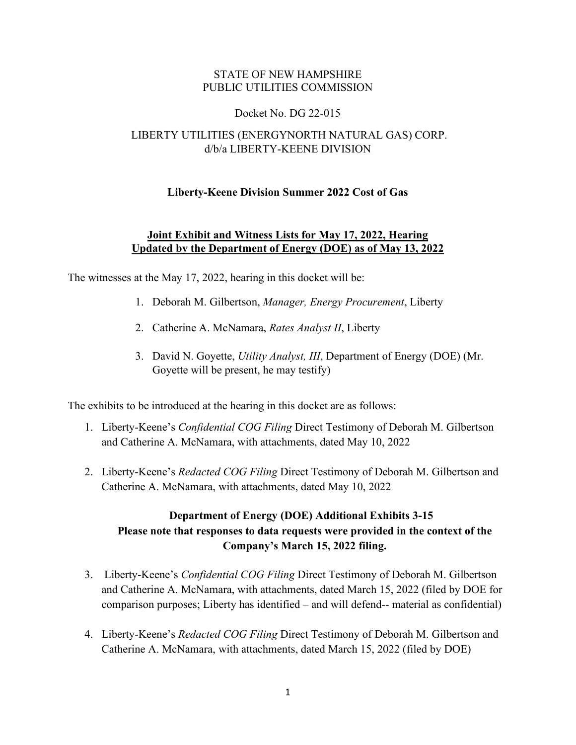STATE OF NEW HAMPSHIRE
PUBLIC UTILITIES COMMISSION

Docket No. DG 22-015

LIBERTY UTILITIES (ENERGYNORTH NATURAL GAS) CORP.
d/b/a LIBERTY-KEENE DIVISION

**Liberty-Keene Division Summer 2022 Cost of Gas**

**Joint Exhibit and Witness Lists for May 17, 2022, Hearing**
**Updated by the Department of Energy (DOE) as of May 13, 2022**

The witnesses at the May 17, 2022, hearing in this docket will be:

1. Deborah M. Gilbertson, *Manager, Energy Procurement*, Liberty
2. Catherine A. McNamara, *Rates Analyst II*, Liberty
3. David N. Goyette, *Utility Analyst, III*, Department of Energy (DOE) (Mr. Goyette will be present, he may testify)

The exhibits to be introduced at the hearing in this docket are as follows:

1. Liberty-Keene's *Confidential COG Filing* Direct Testimony of Deborah M. Gilbertson and Catherine A. McNamara, with attachments, dated May 10, 2022
2. Liberty-Keene's *Redacted COG Filing* Direct Testimony of Deborah M. Gilbertson and Catherine A. McNamara, with attachments, dated May 10, 2022

**Department of Energy (DOE) Additional Exhibits 3-15**
**Please note that responses to data requests were provided in the context of the Company's March 15, 2022 filing.**

3. Liberty-Keene's *Confidential COG Filing* Direct Testimony of Deborah M. Gilbertson and Catherine A. McNamara, with attachments, dated March 15, 2022 (filed by DOE for comparison purposes; Liberty has identified – and will defend-- material as confidential)
4. Liberty-Keene's *Redacted COG Filing* Direct Testimony of Deborah M. Gilbertson and Catherine A. McNamara, with attachments, dated March 15, 2022 (filed by DOE)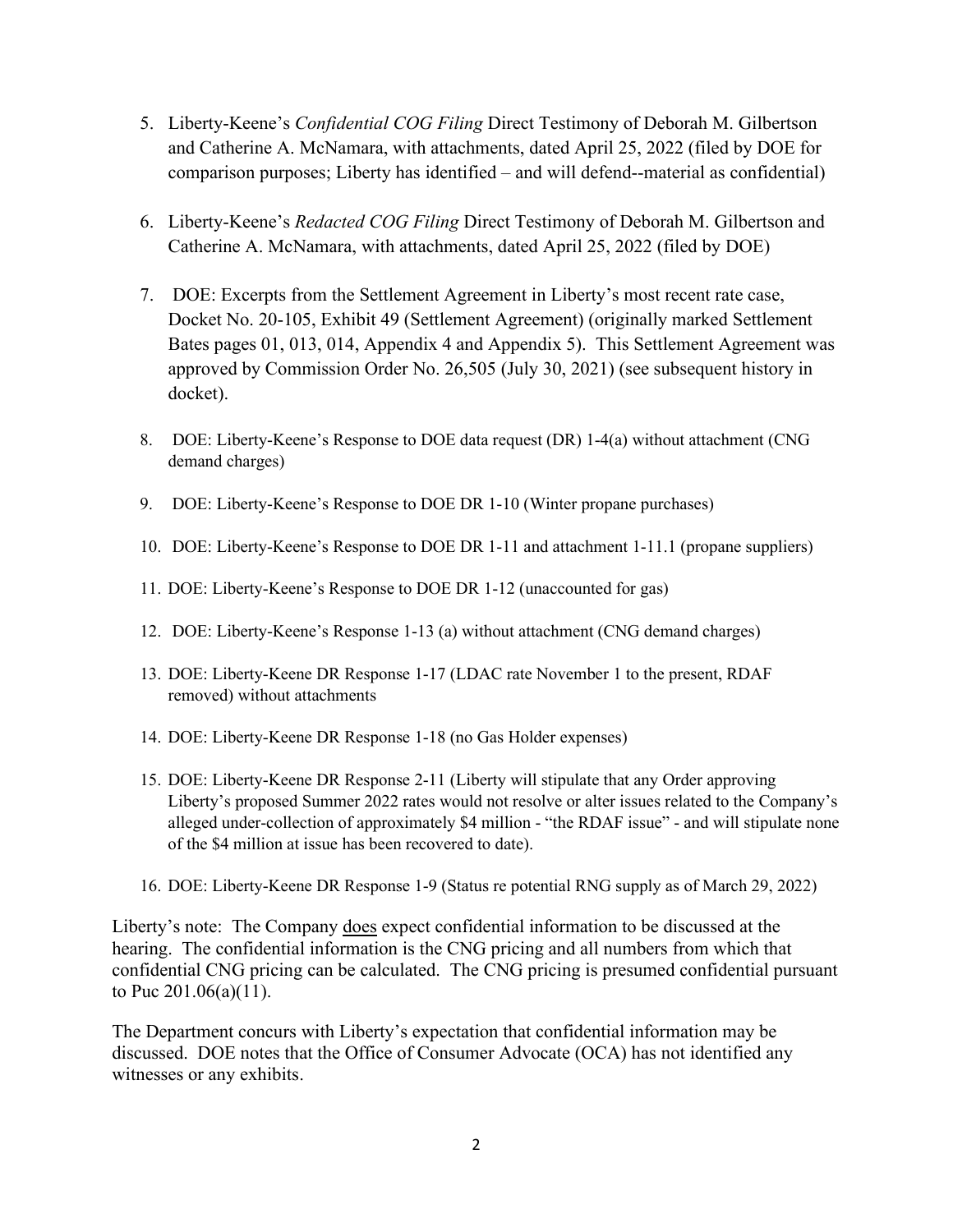5. Liberty-Keene's *Confidential COG Filing* Direct Testimony of Deborah M. Gilbertson and Catherine A. McNamara, with attachments, dated April 25, 2022 (filed by DOE for comparison purposes; Liberty has identified – and will defend--material as confidential)

6. Liberty-Keene's *Redacted COG Filing* Direct Testimony of Deborah M. Gilbertson and Catherine A. McNamara, with attachments, dated April 25, 2022 (filed by DOE)

7. DOE: Excerpts from the Settlement Agreement in Liberty's most recent rate case, Docket No. 20-105, Exhibit 49 (Settlement Agreement) (originally marked Settlement Bates pages 01, 013, 014, Appendix 4 and Appendix 5). This Settlement Agreement was approved by Commission Order No. 26,505 (July 30, 2021) (see subsequent history in docket).

8. DOE: Liberty-Keene's Response to DOE data request (DR) 1-4(a) without attachment (CNG demand charges)

9. DOE: Liberty-Keene's Response to DOE DR 1-10 (Winter propane purchases)

10. DOE: Liberty-Keene's Response to DOE DR 1-11 and attachment 1-11.1 (propane suppliers)

11. DOE: Liberty-Keene's Response to DOE DR 1-12 (unaccounted for gas)

12. DOE: Liberty-Keene's Response 1-13 (a) without attachment (CNG demand charges)

13. DOE: Liberty-Keene DR Response 1-17 (LDAC rate November 1 to the present, RDAF removed) without attachments

14. DOE: Liberty-Keene DR Response 1-18 (no Gas Holder expenses)

15. DOE: Liberty-Keene DR Response 2-11 (Liberty will stipulate that any Order approving Liberty's proposed Summer 2022 rates would not resolve or alter issues related to the Company's alleged under-collection of approximately $4 million - "the RDAF issue" - and will stipulate none of the $4 million at issue has been recovered to date).

16. DOE: Liberty-Keene DR Response 1-9 (Status re potential RNG supply as of March 29, 2022)

Liberty's note: The Company does expect confidential information to be discussed at the hearing. The confidential information is the CNG pricing and all numbers from which that confidential CNG pricing can be calculated. The CNG pricing is presumed confidential pursuant to Puc 201.06(a)(11).

The Department concurs with Liberty's expectation that confidential information may be discussed. DOE notes that the Office of Consumer Advocate (OCA) has not identified any witnesses or any exhibits.